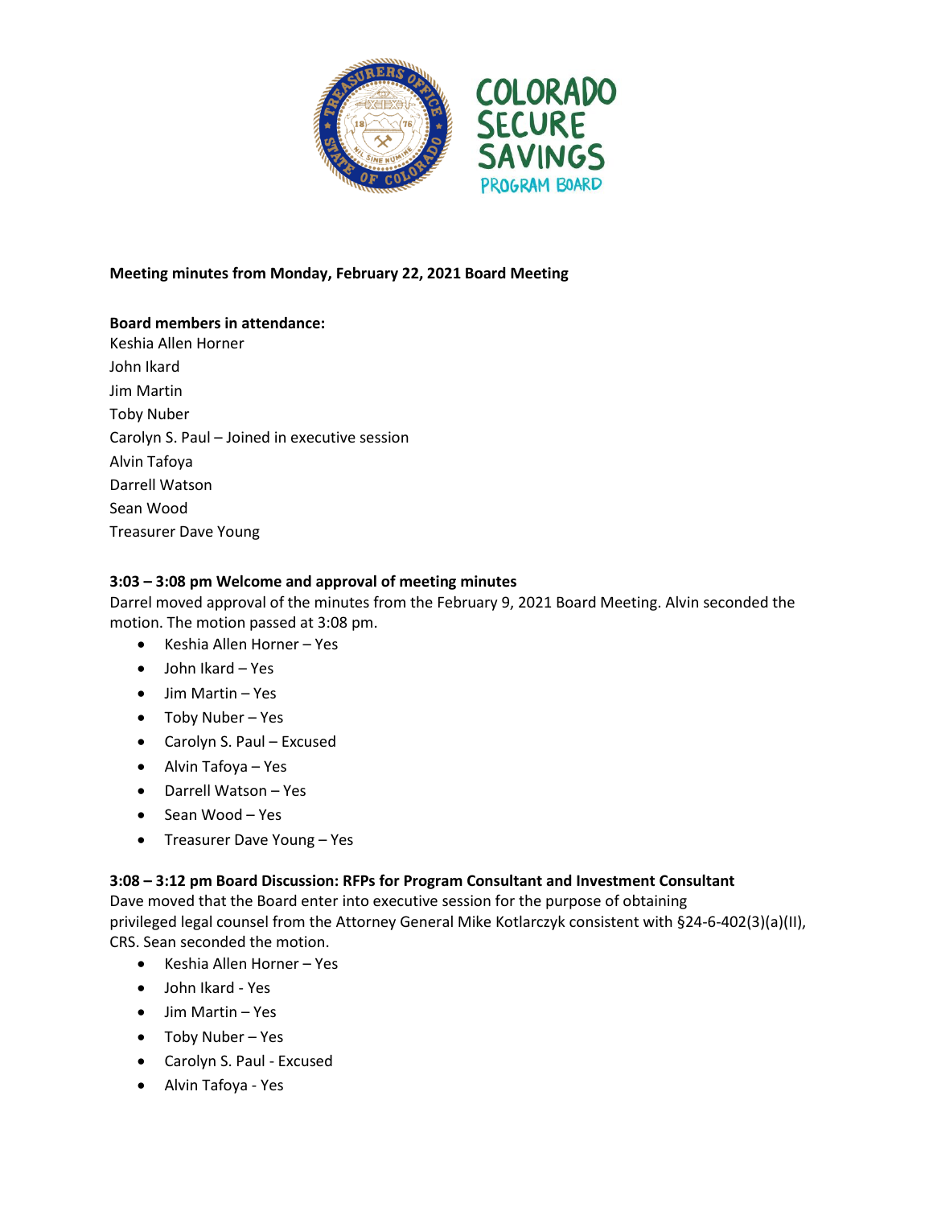**Meeting minutes from Monday, February 22, 2021 Board Meeting**

**Board members in attendance:**

Keshia Allen Horner
John Ikard
Jim Martin
Toby Nuber
Carolyn S. Paul – Joined in executive session
Alvin Tafoya
Darrell Watson
Sean Wood
Treasurer Dave Young

**3:03 – 3:08 pm Welcome and approval of meeting minutes**

Darrel moved approval of the minutes from the February 9, 2021 Board Meeting. Alvin seconded the motion. The motion passed at 3:08 pm.

- Keshia Allen Horner – Yes
- John Ikard – Yes
- Jim Martin – Yes
- Toby Nuber – Yes
- Carolyn S. Paul – Excused
- Alvin Tafoya – Yes
- Darrell Watson – Yes
- Sean Wood – Yes
- Treasurer Dave Young – Yes

**3:08 – 3:12 pm Board Discussion: RFPs for Program Consultant and Investment Consultant**

Dave moved that the Board enter into executive session for the purpose of obtaining privileged legal counsel from the Attorney General Mike Kotlarczyk consistent with §24-6-402(3)(a)(II), CRS. Sean seconded the motion.

- Keshia Allen Horner – Yes
- John Ikard - Yes
- Jim Martin – Yes
- Toby Nuber – Yes
- Carolyn S. Paul - Excused
- Alvin Tafoya - Yes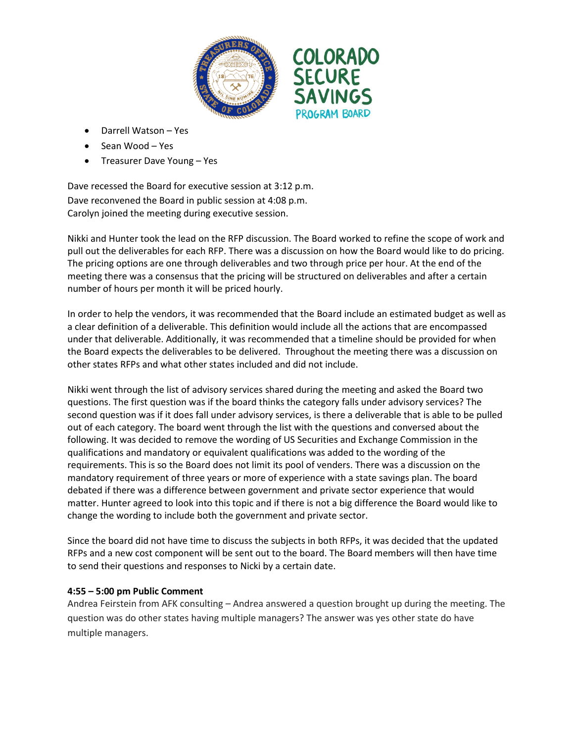- Darrell Watson – Yes
- Sean Wood – Yes
- Treasurer Dave Young – Yes

Dave recessed the Board for executive session at 3:12 p.m.
Dave reconvened the Board in public session at 4:08 p.m.
Carolyn joined the meeting during executive session.

Nikki and Hunter took the lead on the RFP discussion. The Board worked to refine the scope of work and pull out the deliverables for each RFP. There was a discussion on how the Board would like to do pricing. The pricing options are one through deliverables and two through price per hour. At the end of the meeting there was a consensus that the pricing will be structured on deliverables and after a certain number of hours per month it will be priced hourly.

In order to help the vendors, it was recommended that the Board include an estimated budget as well as a clear definition of a deliverable. This definition would include all the actions that are encompassed under that deliverable. Additionally, it was recommended that a timeline should be provided for when the Board expects the deliverables to be delivered. Throughout the meeting there was a discussion on other states RFPs and what other states included and did not include.

Nikki went through the list of advisory services shared during the meeting and asked the Board two questions. The first question was if the board thinks the category falls under advisory services? The second question was if it does fall under advisory services, is there a deliverable that is able to be pulled out of each category. The board went through the list with the questions and conversed about the following. It was decided to remove the wording of US Securities and Exchange Commission in the qualifications and mandatory or equivalent qualifications was added to the wording of the requirements. This is so the Board does not limit its pool of venders. There was a discussion on the mandatory requirement of three years or more of experience with a state savings plan. The board debated if there was a difference between government and private sector experience that would matter. Hunter agreed to look into this topic and if there is not a big difference the Board would like to change the wording to include both the government and private sector.

Since the board did not have time to discuss the subjects in both RFPs, it was decided that the updated RFPs and a new cost component will be sent out to the board. The Board members will then have time to send their questions and responses to Nikki by a certain date.

**4:55 – 5:00 pm Public Comment**

Andrea Feirstein from AFK consulting – Andrea answered a question brought up during the meeting. The question was do other states having multiple managers? The answer was yes other state do have multiple managers.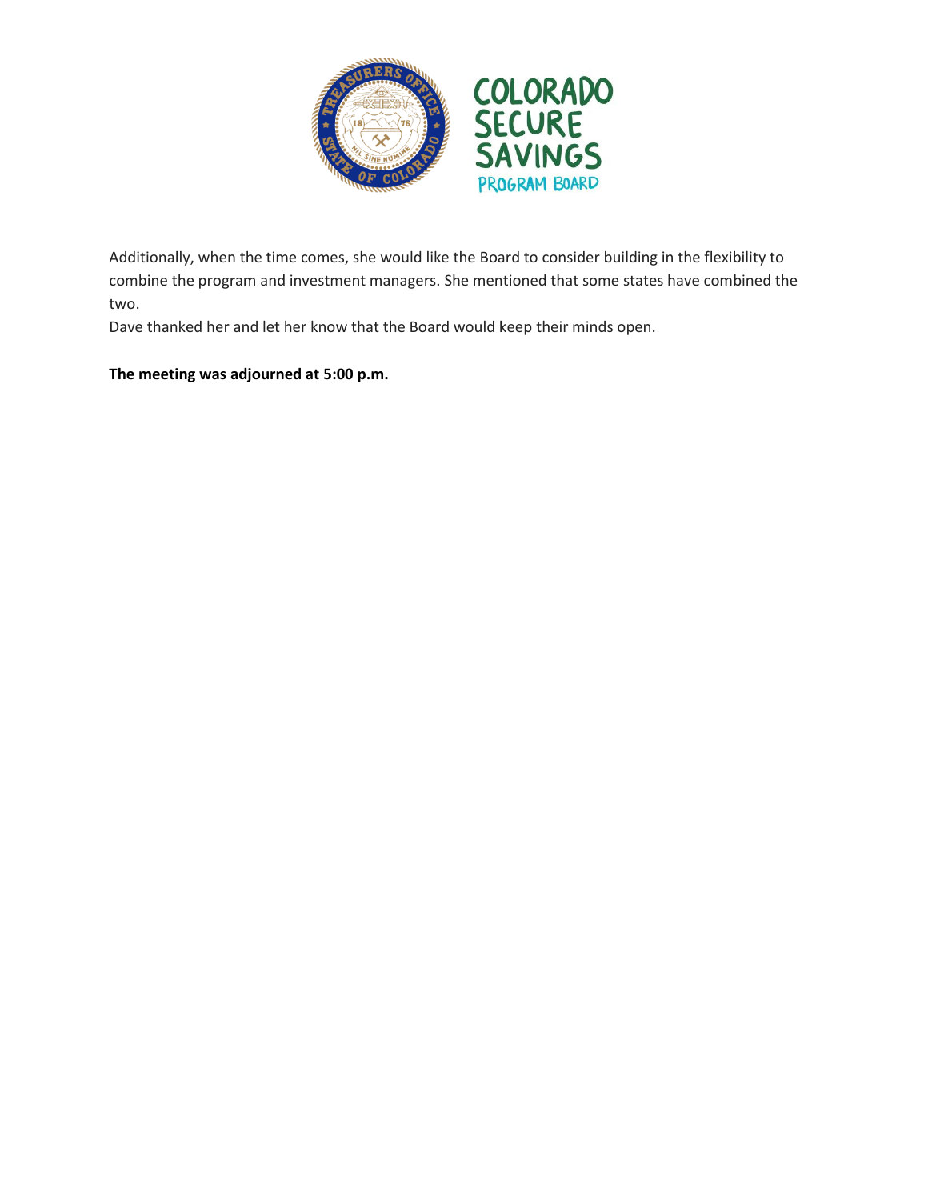Additionally, when the time comes, she would like the Board to consider building in the flexibility to combine the program and investment managers. She mentioned that some states have combined the two.

Dave thanked her and let her know that the Board would keep their minds open.

**The meeting was adjourned at 5:00 p.m.**